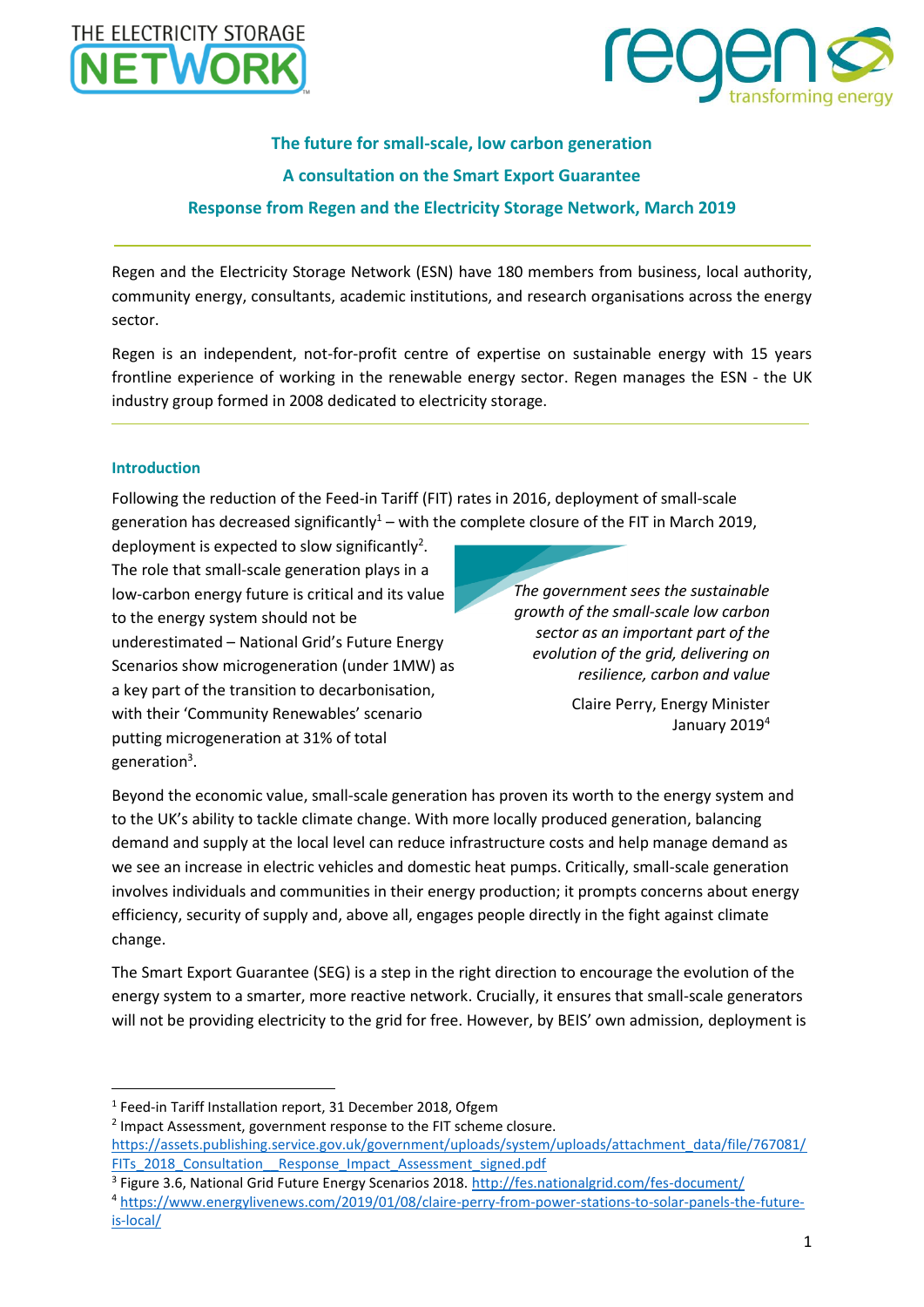THE ELECTRICITY STORAGE NETWORK

regen transforming energy

# The future for small-scale, low carbon generation

## A consultation on the Smart Export Guarantee

## Response from Regen and the Electricity Storage Network, March 2019

Regen and the Electricity Storage Network (ESN) have 180 members from business, local authority, community energy, consultants, academic institutions, and research organisations across the energy sector.

Regen is an independent, not-for-profit centre of expertise on sustainable energy with 15 years frontline experience of working in the renewable energy sector. Regen manages the ESN - the UK industry group formed in 2008 dedicated to electricity storage.

### Introduction

Following the reduction of the Feed-in Tariff (FIT) rates in 2016, deployment of small-scale generation has decreased significantly[1] – with the complete closure of the FIT in March 2019, deployment is expected to slow significantly[2]. The role that small-scale generation plays in a low-carbon energy future is critical and its value to the energy system should not be underestimated – National Grid's Future Energy Scenarios show microgeneration (under 1MW) as a key part of the transition to decarbonisation, with their 'Community Renewables' scenario putting microgeneration at 31% of total generation[3].

> *The government sees the sustainable growth of the small-scale low carbon sector as an important part of the evolution of the grid, delivering on resilience, carbon and value*
>
> Claire Perry, Energy Minister January 2019[4]

Beyond the economic value, small-scale generation has proven its worth to the energy system and to the UK's ability to tackle climate change. With more locally produced generation, balancing demand and supply at the local level can reduce infrastructure costs and help manage demand as we see an increase in electric vehicles and domestic heat pumps. Critically, small-scale generation involves individuals and communities in their energy production; it prompts concerns about energy efficiency, security of supply and, above all, engages people directly in the fight against climate change.

The Smart Export Guarantee (SEG) is a step in the right direction to encourage the evolution of the energy system to a smarter, more reactive network. Crucially, it ensures that small-scale generators will not be providing electricity to the grid for free. However, by BEIS' own admission, deployment is

---

[1] Feed-in Tariff Installation report, 31 December 2018, Ofgem

[2] Impact Assessment, government response to the FIT scheme closure. https://assets.publishing.service.gov.uk/government/uploads/system/uploads/attachment_data/file/767081/FITs_2018_Consultation__Response_Impact_Assessment_signed.pdf

[3] Figure 3.6, National Grid Future Energy Scenarios 2018. http://fes.nationalgrid.com/fes-document/

[4] https://www.energylivenews.com/2019/01/08/claire-perry-from-power-stations-to-solar-panels-the-future-is-local/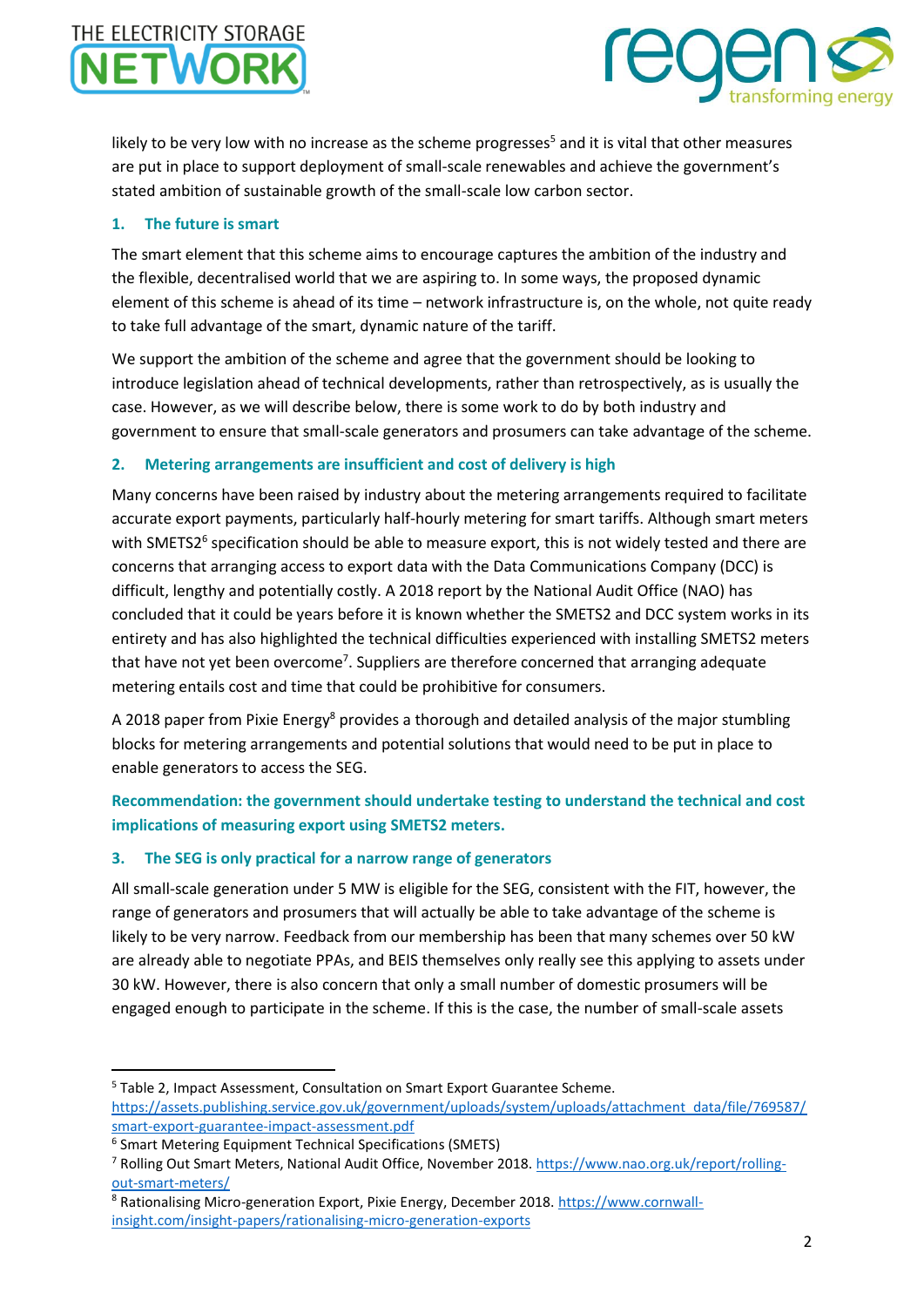likely to be very low with no increase as the scheme progresses[5] and it is vital that other measures are put in place to support deployment of small-scale renewables and achieve the government's stated ambition of sustainable growth of the small-scale low carbon sector.

### 1. The future is smart

The smart element that this scheme aims to encourage captures the ambition of the industry and the flexible, decentralised world that we are aspiring to. In some ways, the proposed dynamic element of this scheme is ahead of its time – network infrastructure is, on the whole, not quite ready to take full advantage of the smart, dynamic nature of the tariff.

We support the ambition of the scheme and agree that the government should be looking to introduce legislation ahead of technical developments, rather than retrospectively, as is usually the case. However, as we will describe below, there is some work to do by both industry and government to ensure that small-scale generators and prosumers can take advantage of the scheme.

### 2. Metering arrangements are insufficient and cost of delivery is high

Many concerns have been raised by industry about the metering arrangements required to facilitate accurate export payments, particularly half-hourly metering for smart tariffs. Although smart meters with SMETS2[6] specification should be able to measure export, this is not widely tested and there are concerns that arranging access to export data with the Data Communications Company (DCC) is difficult, lengthy and potentially costly. A 2018 report by the National Audit Office (NAO) has concluded that it could be years before it is known whether the SMETS2 and DCC system works in its entirety and has also highlighted the technical difficulties experienced with installing SMETS2 meters that have not yet been overcome[7]. Suppliers are therefore concerned that arranging adequate metering entails cost and time that could be prohibitive for consumers.

A 2018 paper from Pixie Energy[8] provides a thorough and detailed analysis of the major stumbling blocks for metering arrangements and potential solutions that would need to be put in place to enable generators to access the SEG.

**Recommendation: the government should undertake testing to understand the technical and cost implications of measuring export using SMETS2 meters.**

### 3. The SEG is only practical for a narrow range of generators

All small-scale generation under 5 MW is eligible for the SEG, consistent with the FIT, however, the range of generators and prosumers that will actually be able to take advantage of the scheme is likely to be very narrow. Feedback from our membership has been that many schemes over 50 kW are already able to negotiate PPAs, and BEIS themselves only really see this applying to assets under 30 kW. However, there is also concern that only a small number of domestic prosumers will be engaged enough to participate in the scheme. If this is the case, the number of small-scale assets

---

[5] Table 2, Impact Assessment, Consultation on Smart Export Guarantee Scheme. https://assets.publishing.service.gov.uk/government/uploads/system/uploads/attachment_data/file/769587/smart-export-guarantee-impact-assessment.pdf

[6] Smart Metering Equipment Technical Specifications (SMETS)

[7] Rolling Out Smart Meters, National Audit Office, November 2018. https://www.nao.org.uk/report/rolling-out-smart-meters/

[8] Rationalising Micro-generation Export, Pixie Energy, December 2018. https://www.cornwall-insight.com/insight-papers/rationalising-micro-generation-exports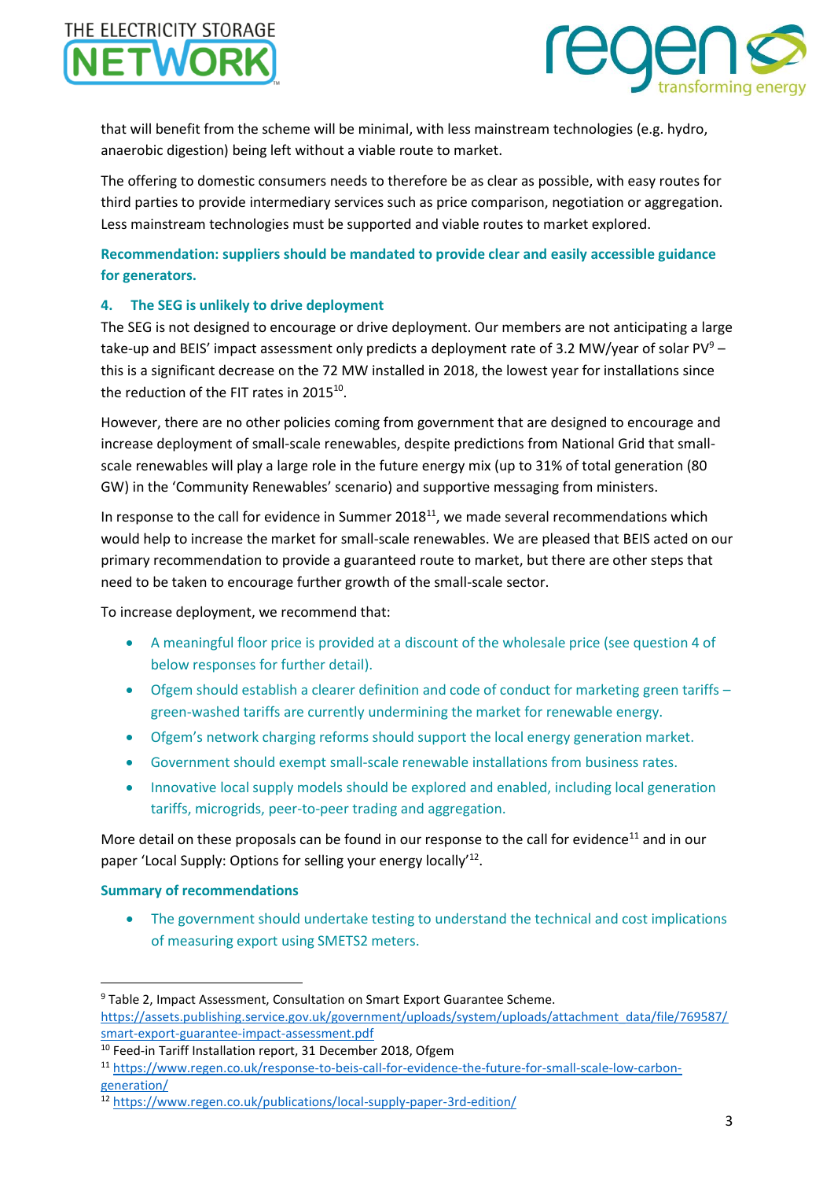that will benefit from the scheme will be minimal, with less mainstream technologies (e.g. hydro, anaerobic digestion) being left without a viable route to market.

The offering to domestic consumers needs to therefore be as clear as possible, with easy routes for third parties to provide intermediary services such as price comparison, negotiation or aggregation. Less mainstream technologies must be supported and viable routes to market explored.

**Recommendation: suppliers should be mandated to provide clear and easily accessible guidance for generators.**

### 4. The SEG is unlikely to drive deployment

The SEG is not designed to encourage or drive deployment. Our members are not anticipating a large take-up and BEIS' impact assessment only predicts a deployment rate of 3.2 MW/year of solar PV[9] – this is a significant decrease on the 72 MW installed in 2018, the lowest year for installations since the reduction of the FIT rates in 2015[10].

However, there are no other policies coming from government that are designed to encourage and increase deployment of small-scale renewables, despite predictions from National Grid that small-scale renewables will play a large role in the future energy mix (up to 31% of total generation (80 GW) in the 'Community Renewables' scenario) and supportive messaging from ministers.

In response to the call for evidence in Summer 2018[11], we made several recommendations which would help to increase the market for small-scale renewables. We are pleased that BEIS acted on our primary recommendation to provide a guaranteed route to market, but there are other steps that need to be taken to encourage further growth of the small-scale sector.

To increase deployment, we recommend that:

- A meaningful floor price is provided at a discount of the wholesale price (see question 4 of below responses for further detail).
- Ofgem should establish a clearer definition and code of conduct for marketing green tariffs – green-washed tariffs are currently undermining the market for renewable energy.
- Ofgem's network charging reforms should support the local energy generation market.
- Government should exempt small-scale renewable installations from business rates.
- Innovative local supply models should be explored and enabled, including local generation tariffs, microgrids, peer-to-peer trading and aggregation.

More detail on these proposals can be found in our response to the call for evidence[11] and in our paper 'Local Supply: Options for selling your energy locally'[12].

### Summary of recommendations

- The government should undertake testing to understand the technical and cost implications of measuring export using SMETS2 meters.

---

[9] Table 2, Impact Assessment, Consultation on Smart Export Guarantee Scheme. https://assets.publishing.service.gov.uk/government/uploads/system/uploads/attachment_data/file/769587/smart-export-guarantee-impact-assessment.pdf

[10] Feed-in Tariff Installation report, 31 December 2018, Ofgem

[11] https://www.regen.co.uk/response-to-beis-call-for-evidence-the-future-for-small-scale-low-carbon-generation/

[12] https://www.regen.co.uk/publications/local-supply-paper-3rd-edition/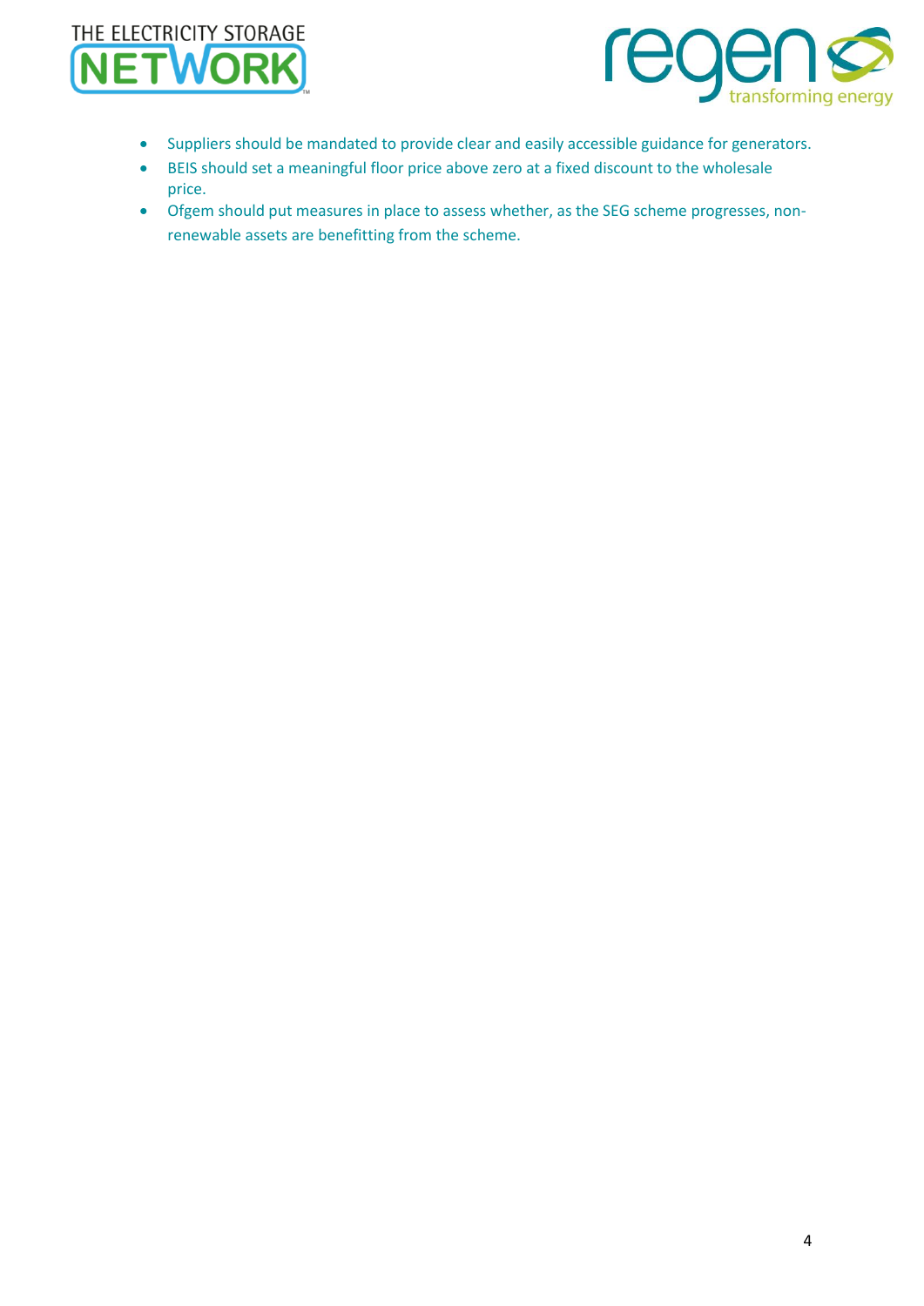- Suppliers should be mandated to provide clear and easily accessible guidance for generators.
- BEIS should set a meaningful floor price above zero at a fixed discount to the wholesale price.
- Ofgem should put measures in place to assess whether, as the SEG scheme progresses, non-renewable assets are benefitting from the scheme.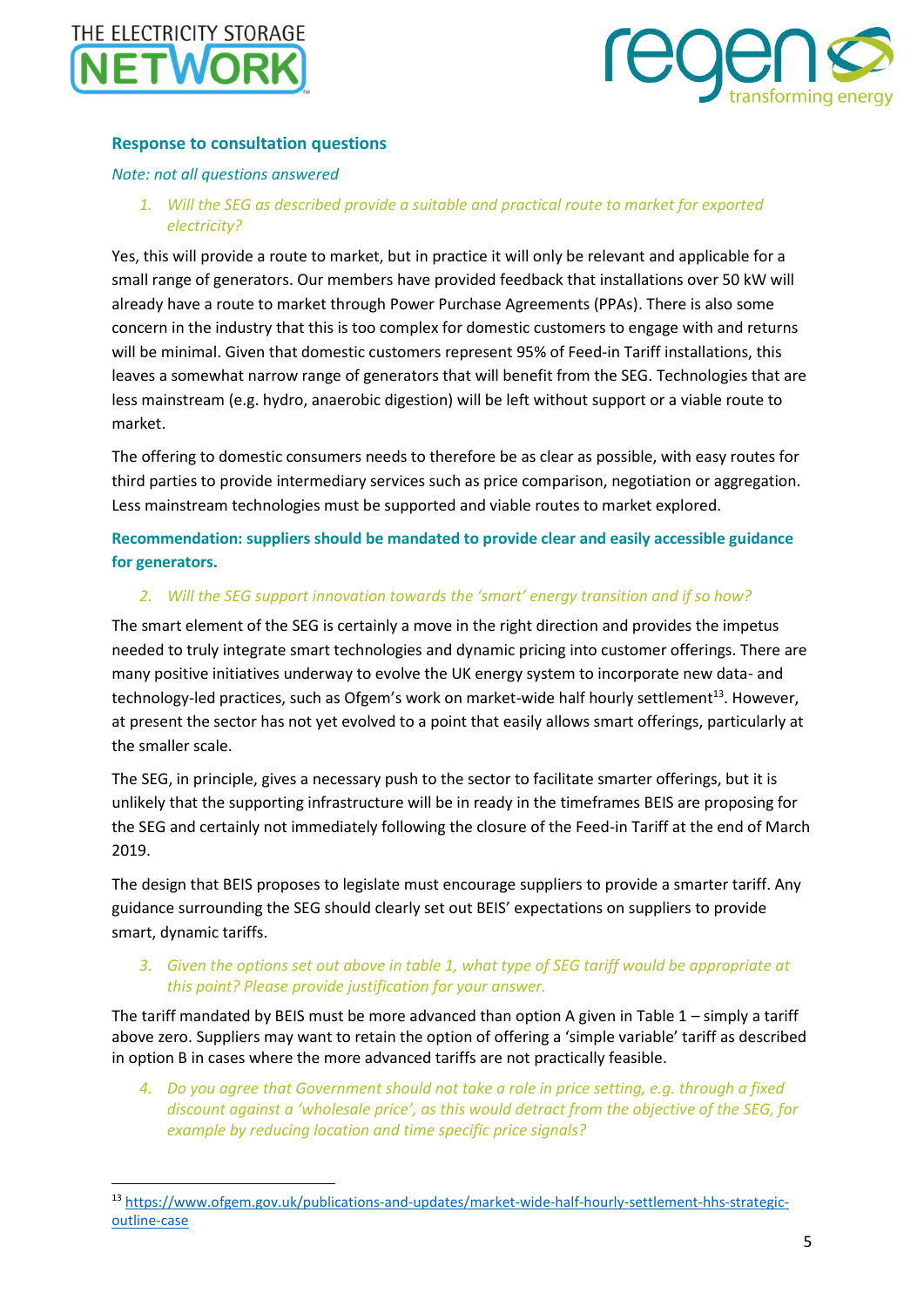## Response to consultation questions

*Note: not all questions answered*

1. *Will the SEG as described provide a suitable and practical route to market for exported electricity?*

Yes, this will provide a route to market, but in practice it will only be relevant and applicable for a small range of generators. Our members have provided feedback that installations over 50 kW will already have a route to market through Power Purchase Agreements (PPAs). There is also some concern in the industry that this is too complex for domestic customers to engage with and returns will be minimal. Given that domestic customers represent 95% of Feed-in Tariff installations, this leaves a somewhat narrow range of generators that will benefit from the SEG. Technologies that are less mainstream (e.g. hydro, anaerobic digestion) will be left without support or a viable route to market.

The offering to domestic consumers needs to therefore be as clear as possible, with easy routes for third parties to provide intermediary services such as price comparison, negotiation or aggregation. Less mainstream technologies must be supported and viable routes to market explored.

**Recommendation: suppliers should be mandated to provide clear and easily accessible guidance for generators.**

2. *Will the SEG support innovation towards the 'smart' energy transition and if so how?*

The smart element of the SEG is certainly a move in the right direction and provides the impetus needed to truly integrate smart technologies and dynamic pricing into customer offerings. There are many positive initiatives underway to evolve the UK energy system to incorporate new data- and technology-led practices, such as Ofgem's work on market-wide half hourly settlement[13]. However, at present the sector has not yet evolved to a point that easily allows smart offerings, particularly at the smaller scale.

The SEG, in principle, gives a necessary push to the sector to facilitate smarter offerings, but it is unlikely that the supporting infrastructure will be in ready in the timeframes BEIS are proposing for the SEG and certainly not immediately following the closure of the Feed-in Tariff at the end of March 2019.

The design that BEIS proposes to legislate must encourage suppliers to provide a smarter tariff. Any guidance surrounding the SEG should clearly set out BEIS' expectations on suppliers to provide smart, dynamic tariffs.

3. *Given the options set out above in table 1, what type of SEG tariff would be appropriate at this point? Please provide justification for your answer.*

The tariff mandated by BEIS must be more advanced than option A given in Table 1 – simply a tariff above zero. Suppliers may want to retain the option of offering a 'simple variable' tariff as described in option B in cases where the more advanced tariffs are not practically feasible.

4. *Do you agree that Government should not take a role in price setting, e.g. through a fixed discount against a 'wholesale price', as this would detract from the objective of the SEG, for example by reducing location and time specific price signals?*

[13] https://www.ofgem.gov.uk/publications-and-updates/market-wide-half-hourly-settlement-hhs-strategic-outline-case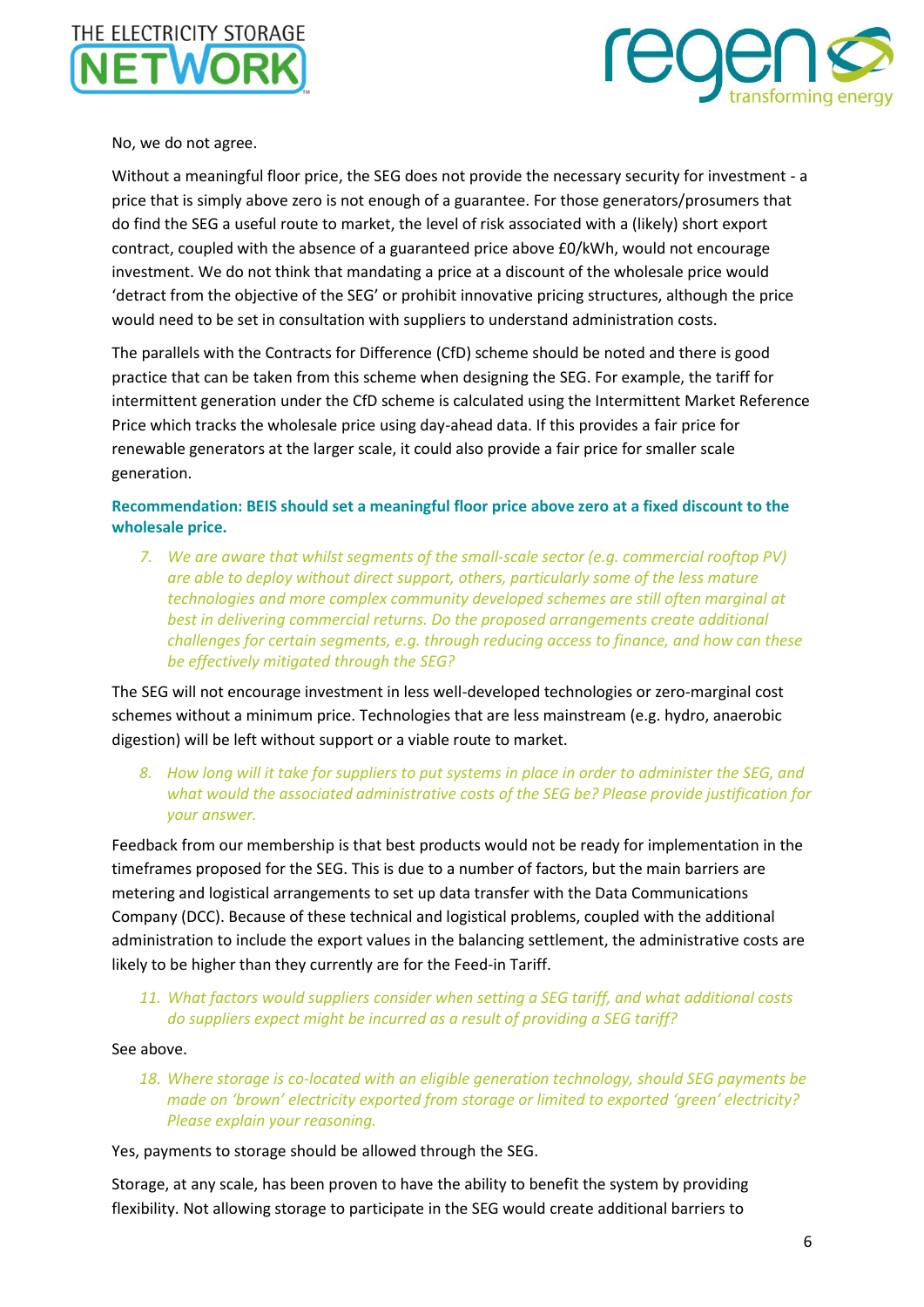No, we do not agree.

Without a meaningful floor price, the SEG does not provide the necessary security for investment - a price that is simply above zero is not enough of a guarantee. For those generators/prosumers that do find the SEG a useful route to market, the level of risk associated with a (likely) short export contract, coupled with the absence of a guaranteed price above £0/kWh, would not encourage investment. We do not think that mandating a price at a discount of the wholesale price would 'detract from the objective of the SEG' or prohibit innovative pricing structures, although the price would need to be set in consultation with suppliers to understand administration costs.

The parallels with the Contracts for Difference (CfD) scheme should be noted and there is good practice that can be taken from this scheme when designing the SEG. For example, the tariff for intermittent generation under the CfD scheme is calculated using the Intermittent Market Reference Price which tracks the wholesale price using day-ahead data. If this provides a fair price for renewable generators at the larger scale, it could also provide a fair price for smaller scale generation.

**Recommendation: BEIS should set a meaningful floor price above zero at a fixed discount to the wholesale price.**

7. *We are aware that whilst segments of the small-scale sector (e.g. commercial rooftop PV) are able to deploy without direct support, others, particularly some of the less mature technologies and more complex community developed schemes are still often marginal at best in delivering commercial returns. Do the proposed arrangements create additional challenges for certain segments, e.g. through reducing access to finance, and how can these be effectively mitigated through the SEG?*

The SEG will not encourage investment in less well-developed technologies or zero-marginal cost schemes without a minimum price. Technologies that are less mainstream (e.g. hydro, anaerobic digestion) will be left without support or a viable route to market.

8. *How long will it take for suppliers to put systems in place in order to administer the SEG, and what would the associated administrative costs of the SEG be? Please provide justification for your answer.*

Feedback from our membership is that best products would not be ready for implementation in the timeframes proposed for the SEG. This is due to a number of factors, but the main barriers are metering and logistical arrangements to set up data transfer with the Data Communications Company (DCC). Because of these technical and logistical problems, coupled with the additional administration to include the export values in the balancing settlement, the administrative costs are likely to be higher than they currently are for the Feed-in Tariff.

11. *What factors would suppliers consider when setting a SEG tariff, and what additional costs do suppliers expect might be incurred as a result of providing a SEG tariff?*

See above.

18. *Where storage is co-located with an eligible generation technology, should SEG payments be made on 'brown' electricity exported from storage or limited to exported 'green' electricity? Please explain your reasoning.*

Yes, payments to storage should be allowed through the SEG.

Storage, at any scale, has been proven to have the ability to benefit the system by providing flexibility. Not allowing storage to participate in the SEG would create additional barriers to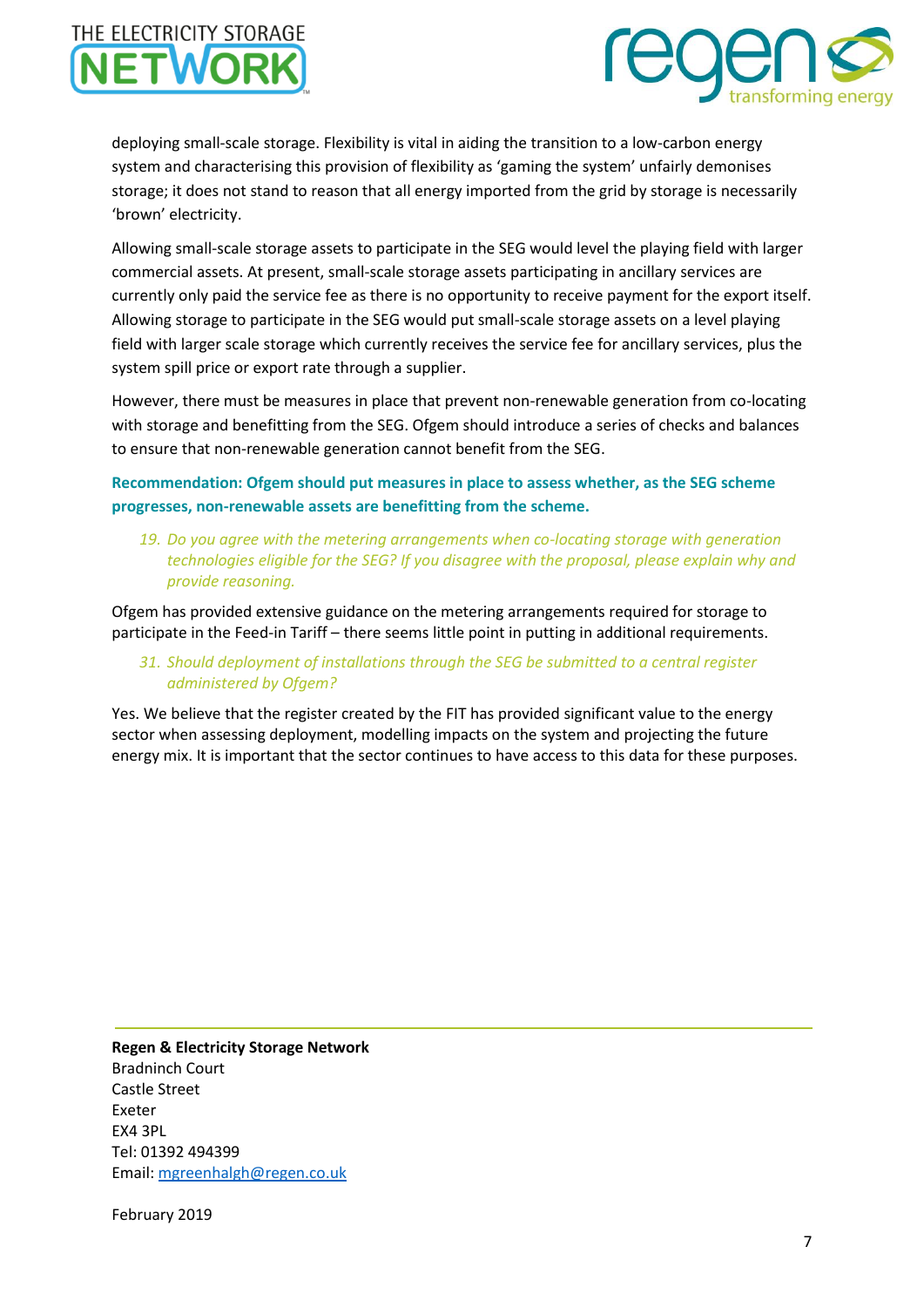deploying small-scale storage. Flexibility is vital in aiding the transition to a low-carbon energy system and characterising this provision of flexibility as 'gaming the system' unfairly demonises storage; it does not stand to reason that all energy imported from the grid by storage is necessarily 'brown' electricity.

Allowing small-scale storage assets to participate in the SEG would level the playing field with larger commercial assets. At present, small-scale storage assets participating in ancillary services are currently only paid the service fee as there is no opportunity to receive payment for the export itself. Allowing storage to participate in the SEG would put small-scale storage assets on a level playing field with larger scale storage which currently receives the service fee for ancillary services, plus the system spill price or export rate through a supplier.

However, there must be measures in place that prevent non-renewable generation from co-locating with storage and benefitting from the SEG. Ofgem should introduce a series of checks and balances to ensure that non-renewable generation cannot benefit from the SEG.

**Recommendation: Ofgem should put measures in place to assess whether, as the SEG scheme progresses, non-renewable assets are benefitting from the scheme.**

19. *Do you agree with the metering arrangements when co-locating storage with generation technologies eligible for the SEG? If you disagree with the proposal, please explain why and provide reasoning.*

Ofgem has provided extensive guidance on the metering arrangements required for storage to participate in the Feed-in Tariff – there seems little point in putting in additional requirements.

31. *Should deployment of installations through the SEG be submitted to a central register administered by Ofgem?*

Yes. We believe that the register created by the FIT has provided significant value to the energy sector when assessing deployment, modelling impacts on the system and projecting the future energy mix. It is important that the sector continues to have access to this data for these purposes.

**Regen & Electricity Storage Network**
Bradninch Court
Castle Street
Exeter
EX4 3PL
Tel: 01392 494399
Email: mgreenhalgh@regen.co.uk

February 2019